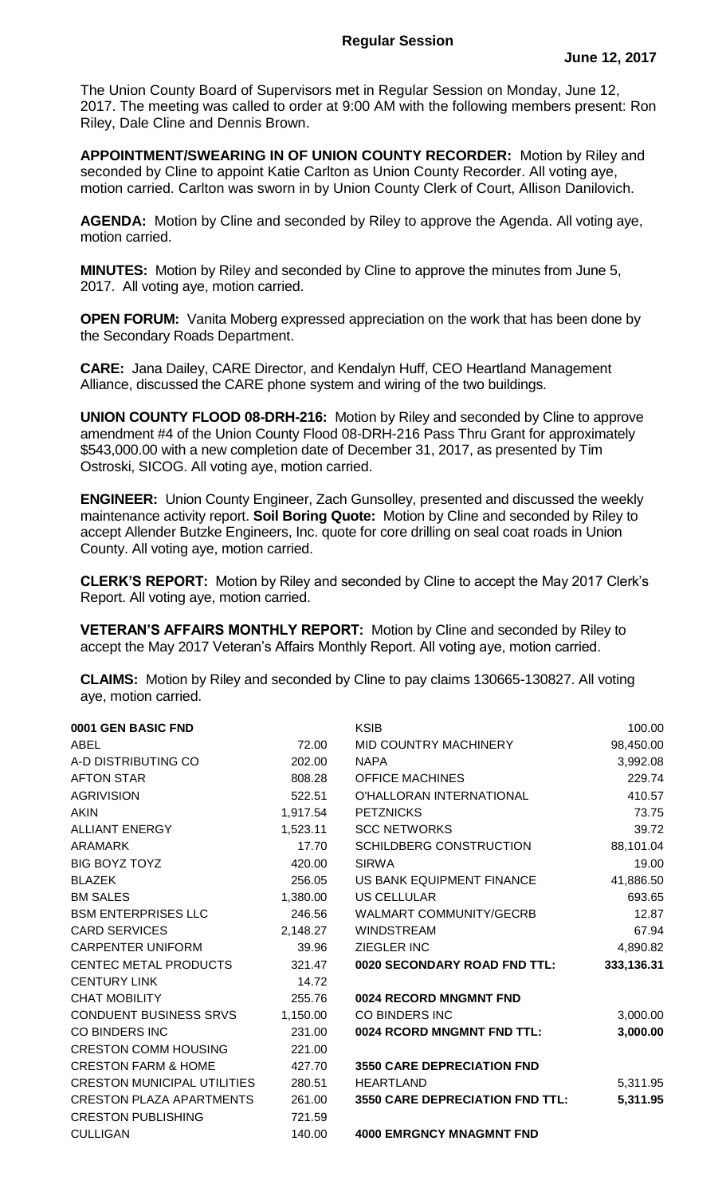# Regular Session

**June 12, 2017**

The Union County Board of Supervisors met in Regular Session on Monday, June 12, 2017. The meeting was called to order at 9:00 AM with the following members present: Ron Riley, Dale Cline and Dennis Brown.

**APPOINTMENT/SWEARING IN OF UNION COUNTY RECORDER:** Motion by Riley and seconded by Cline to appoint Katie Carlton as Union County Recorder. All voting aye, motion carried. Carlton was sworn in by Union County Clerk of Court, Allison Danilovich.

**AGENDA:** Motion by Cline and seconded by Riley to approve the Agenda. All voting aye, motion carried.

**MINUTES:** Motion by Riley and seconded by Cline to approve the minutes from June 5, 2017. All voting aye, motion carried.

**OPEN FORUM:** Vanita Moberg expressed appreciation on the work that has been done by the Secondary Roads Department.

**CARE:** Jana Dailey, CARE Director, and Kendalyn Huff, CEO Heartland Management Alliance, discussed the CARE phone system and wiring of the two buildings.

**UNION COUNTY FLOOD 08-DRH-216:** Motion by Riley and seconded by Cline to approve amendment #4 of the Union County Flood 08-DRH-216 Pass Thru Grant for approximately $543,000.00 with a new completion date of December 31, 2017, as presented by Tim Ostroski, SICOG. All voting aye, motion carried.

**ENGINEER:** Union County Engineer, Zach Gunsolley, presented and discussed the weekly maintenance activity report. **Soil Boring Quote:** Motion by Cline and seconded by Riley to accept Allender Butzke Engineers, Inc. quote for core drilling on seal coat roads in Union County. All voting aye, motion carried.

**CLERK'S REPORT:** Motion by Riley and seconded by Cline to accept the May 2017 Clerk's Report. All voting aye, motion carried.

**VETERAN'S AFFAIRS MONTHLY REPORT:** Motion by Cline and seconded by Riley to accept the May 2017 Veteran's Affairs Monthly Report. All voting aye, motion carried.

**CLAIMS:** Motion by Riley and seconded by Cline to pay claims 130665-130827. All voting aye, motion carried.

| | |
|---|---|
| **0001 GEN BASIC FND** | |
| ABEL | 72.00 |
| A-D DISTRIBUTING CO | 202.00 |
| AFTON STAR | 808.28 |
| AGRIVISION | 522.51 |
| AKIN | 1,917.54 |
| ALLIANT ENERGY | 1,523.11 |
| ARAMARK | 17.70 |
| BIG BOYZ TOYZ | 420.00 |
| BLAZEK | 256.05 |
| BM SALES | 1,380.00 |
| BSM ENTERPRISES LLC | 246.56 |
| CARD SERVICES | 2,148.27 |
| CARPENTER UNIFORM | 39.96 |
| CENTEC METAL PRODUCTS | 321.47 |
| CENTURY LINK | 14.72 |
| CHAT MOBILITY | 255.76 |
| CONDUENT BUSINESS SRVS | 1,150.00 |
| CO BINDERS INC | 231.00 |
| CRESTON COMM HOUSING | 221.00 |
| CRESTON FARM & HOME | 427.70 |
| CRESTON MUNICIPAL UTILITIES | 280.51 |
| CRESTON PLAZA APARTMENTS | 261.00 |
| CRESTON PUBLISHING | 721.59 |
| CULLIGAN | 140.00 |

| | |
|---|---|
| KSIB | 100.00 |
| MID COUNTRY MACHINERY | 98,450.00 |
| NAPA | 3,992.08 |
| OFFICE MACHINES | 229.74 |
| O'HALLORAN INTERNATIONAL | 410.57 |
| PETZNICKS | 73.75 |
| SCC NETWORKS | 39.72 |
| SCHILDBERG CONSTRUCTION | 88,101.04 |
| SIRWA | 19.00 |
| US BANK EQUIPMENT FINANCE | 41,886.50 |
| US CELLULAR | 693.65 |
| WALMART COMMUNITY/GECRB | 12.87 |
| WINDSTREAM | 67.94 |
| ZIEGLER INC | 4,890.82 |
| **0020 SECONDARY ROAD FND TTL:** | **333,136.31** |
| | |
| **0024 RECORD MNGMNT FND** | |
| CO BINDERS INC | 3,000.00 |
| **0024 RCORD MNGMNT FND TTL:** | **3,000.00** |
| | |
| **3550 CARE DEPRECIATION FND** | |
| HEARTLAND | 5,311.95 |
| **3550 CARE DEPRECIATION FND TTL:** | **5,311.95** |
| | |
| **4000 EMRGNCY MNAGMNT FND** | |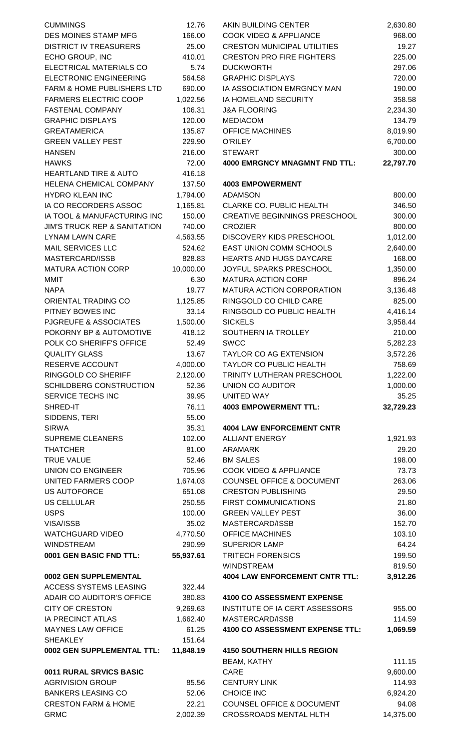| | |
|---|---|
| CUMMINGS | 12.76 |
| DES MOINES STAMP MFG | 166.00 |
| DISTRICT IV TREASURERS | 25.00 |
| ECHO GROUP, INC | 410.01 |
| ELECTRICAL MATERIALS CO | 5.74 |
| ELECTRONIC ENGINEERING | 564.58 |
| FARM & HOME PUBLISHERS LTD | 690.00 |
| FARMERS ELECTRIC COOP | 1,022.56 |
| FASTENAL COMPANY | 106.31 |
| GRAPHIC DISPLAYS | 120.00 |
| GREATAMERICA | 135.87 |
| GREEN VALLEY PEST | 229.90 |
| HANSEN | 216.00 |
| HAWKS | 72.00 |
| HEARTLAND TIRE & AUTO | 416.18 |
| HELENA CHEMICAL COMPANY | 137.50 |
| HYDRO KLEAN INC | 1,794.00 |
| IA CO RECORDERS ASSOC | 1,165.81 |
| IA TOOL & MANUFACTURING INC | 150.00 |
| JIM'S TRUCK REP & SANITATION | 740.00 |
| LYNAM LAWN CARE | 4,563.55 |
| MAIL SERVICES LLC | 524.62 |
| MASTERCARD/ISSB | 828.83 |
| MATURA ACTION CORP | 10,000.00 |
| MMIT | 6.30 |
| NAPA | 19.77 |
| ORIENTAL TRADING CO | 1,125.85 |
| PITNEY BOWES INC | 33.14 |
| PJGREUFE & ASSOCIATES | 1,500.00 |
| POKORNY BP & AUTOMOTIVE | 418.12 |
| POLK CO SHERIFF'S OFFICE | 52.49 |
| QUALITY GLASS | 13.67 |
| RESERVE ACCOUNT | 4,000.00 |
| RINGGOLD CO SHERIFF | 2,120.00 |
| SCHILDBERG CONSTRUCTION | 52.36 |
| SERVICE TECHS INC | 39.95 |
| SHRED-IT | 76.11 |
| SIDDENS, TERI | 55.00 |
| SIRWA | 35.31 |
| SUPREME CLEANERS | 102.00 |
| THATCHER | 81.00 |
| TRUE VALUE | 52.46 |
| UNION CO ENGINEER | 705.96 |
| UNITED FARMERS COOP | 1,674.03 |
| US AUTOFORCE | 651.08 |
| US CELLULAR | 250.55 |
| USPS | 100.00 |
| VISA/ISSB | 35.02 |
| WATCHGUARD VIDEO | 4,770.50 |
| WINDSTREAM | 290.99 |
| **0001 GEN BASIC FND TTL:** | **55,937.61** |

**0002 GEN SUPPLEMENTAL**

| | |
|---|---|
| ACCESS SYSTEMS LEASING | 322.44 |
| ADAIR CO AUDITOR'S OFFICE | 380.83 |
| CITY OF CRESTON | 9,269.63 |
| IA PRECINCT ATLAS | 1,662.40 |
| MAYNES LAW OFFICE | 61.25 |
| SHEAKLEY | 151.64 |
| **0002 GEN SUPPLEMENTAL TTL:** | **11,848.19** |

**0011 RURAL SRVICS BASIC**

| | |
|---|---|
| AGRIVISION GROUP | 85.56 |
| BANKERS LEASING CO | 52.06 |
| CRESTON FARM & HOME | 22.21 |
| GRMC | 2,002.39 |
| AKIN BUILDING CENTER | 2,630.80 |
| COOK VIDEO & APPLIANCE | 968.00 |
| CRESTON MUNICIPAL UTILITIES | 19.27 |
| CRESTON PRO FIRE FIGHTERS | 225.00 |
| DUCKWORTH | 297.06 |
| GRAPHIC DISPLAYS | 720.00 |
| IA ASSOCIATION EMRGNCY MAN | 190.00 |
| IA HOMELAND SECURITY | 358.58 |
| J&A FLOORING | 2,234.30 |
| MEDIACOM | 134.79 |
| OFFICE MACHINES | 8,019.90 |
| O'RILEY | 6,700.00 |
| STEWART | 300.00 |
| **4000 EMRGNCY MNAGMNT FND TTL:** | **22,797.70** |

**4003 EMPOWERMENT**

| | |
|---|---|
| ADAMSON | 800.00 |
| CLARKE CO. PUBLIC HEALTH | 346.50 |
| CREATIVE BEGINNINGS PRESCHOOL | 300.00 |
| CROZIER | 800.00 |
| DISCOVERY KIDS PRESCHOOL | 1,012.00 |
| EAST UNION COMM SCHOOLS | 2,640.00 |
| HEARTS AND HUGS DAYCARE | 168.00 |
| JOYFUL SPARKS PRESCHOOL | 1,350.00 |
| MATURA ACTION CORP | 896.24 |
| MATURA ACTION CORPORATION | 3,136.48 |
| RINGGOLD CO CHILD CARE | 825.00 |
| RINGGOLD CO PUBLIC HEALTH | 4,416.14 |
| SICKELS | 3,958.44 |
| SOUTHERN IA TROLLEY | 210.00 |
| SWCC | 5,282.23 |
| TAYLOR CO AG EXTENSION | 3,572.26 |
| TAYLOR CO PUBLIC HEALTH | 758.69 |
| TRINITY LUTHERAN PRESCHOOL | 1,222.00 |
| UNION CO AUDITOR | 1,000.00 |
| UNITED WAY | 35.25 |
| **4003 EMPOWERMENT TTL:** | **32,729.23** |

**4004 LAW ENFORCEMENT CNTR**

| | |
|---|---|
| ALLIANT ENERGY | 1,921.93 |
| ARAMARK | 29.20 |
| BM SALES | 198.00 |
| COOK VIDEO & APPLIANCE | 73.73 |
| COUNSEL OFFICE & DOCUMENT | 263.06 |
| CRESTON PUBLISHING | 29.50 |
| FIRST COMMUNICATIONS | 21.80 |
| GREEN VALLEY PEST | 36.00 |
| MASTERCARD/ISSB | 152.70 |
| OFFICE MACHINES | 103.10 |
| SUPERIOR LAMP | 64.24 |
| TRITECH FORENSICS | 199.50 |
| WINDSTREAM | 819.50 |
| **4004 LAW ENFORCEMENT CNTR TTL:** | **3,912.26** |

**4100 CO ASSESSMENT EXPENSE**

| | |
|---|---|
| INSTITUTE OF IA CERT ASSESSORS | 955.00 |
| MASTERCARD/ISSB | 114.59 |
| **4100 CO ASSESSMENT EXPENSE TTL:** | **1,069.59** |

**4150 SOUTHERN HILLS REGION**

| | |
|---|---|
| BEAM, KATHY | 111.15 |
| CARE | 9,600.00 |
| CENTURY LINK | 114.93 |
| CHOICE INC | 6,924.20 |
| COUNSEL OFFICE & DOCUMENT | 94.08 |
| CROSSROADS MENTAL HLTH | 14,375.00 |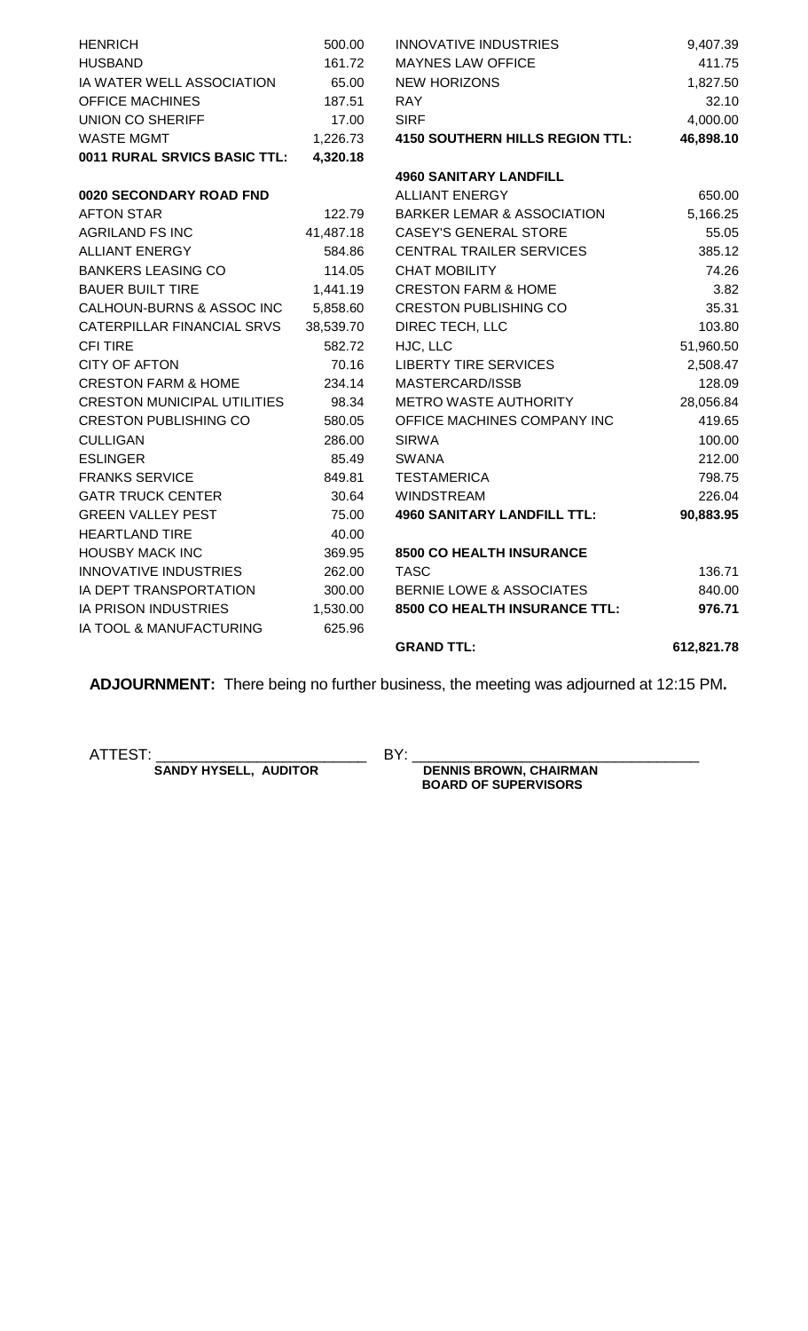| | |
|---|---|
| HENRICH | 500.00 |
| HUSBAND | 161.72 |
| IA WATER WELL ASSOCIATION | 65.00 |
| OFFICE MACHINES | 187.51 |
| UNION CO SHERIFF | 17.00 |
| WASTE MGMT | 1,226.73 |
| **0011 RURAL SRVICS BASIC TTL:** | **4,320.18** |
| | |
| **0020 SECONDARY ROAD FND** | |
| AFTON STAR | 122.79 |
| AGRILAND FS INC | 41,487.18 |
| ALLIANT ENERGY | 584.86 |
| BANKERS LEASING CO | 114.05 |
| BAUER BUILT TIRE | 1,441.19 |
| CALHOUN-BURNS & ASSOC INC | 5,858.60 |
| CATERPILLAR FINANCIAL SRVS | 38,539.70 |
| CFI TIRE | 582.72 |
| CITY OF AFTON | 70.16 |
| CRESTON FARM & HOME | 234.14 |
| CRESTON MUNICIPAL UTILITIES | 98.34 |
| CRESTON PUBLISHING CO | 580.05 |
| CULLIGAN | 286.00 |
| ESLINGER | 85.49 |
| FRANKS SERVICE | 849.81 |
| GATR TRUCK CENTER | 30.64 |
| GREEN VALLEY PEST | 75.00 |
| HEARTLAND TIRE | 40.00 |
| HOUSBY MACK INC | 369.95 |
| INNOVATIVE INDUSTRIES | 262.00 |
| IA DEPT TRANSPORTATION | 300.00 |
| IA PRISON INDUSTRIES | 1,530.00 |
| IA TOOL & MANUFACTURING | 625.96 |

| | |
|---|---|
| INNOVATIVE INDUSTRIES | 9,407.39 |
| MAYNES LAW OFFICE | 411.75 |
| NEW HORIZONS | 1,827.50 |
| RAY | 32.10 |
| SIRF | 4,000.00 |
| **4150 SOUTHERN HILLS REGION TTL:** | **46,898.10** |
| | |
| **4960 SANITARY LANDFILL** | |
| ALLIANT ENERGY | 650.00 |
| BARKER LEMAR & ASSOCIATION | 5,166.25 |
| CASEY'S GENERAL STORE | 55.05 |
| CENTRAL TRAILER SERVICES | 385.12 |
| CHAT MOBILITY | 74.26 |
| CRESTON FARM & HOME | 3.82 |
| CRESTON PUBLISHING CO | 35.31 |
| DIREC TECH, LLC | 103.80 |
| HJC, LLC | 51,960.50 |
| LIBERTY TIRE SERVICES | 2,508.47 |
| MASTERCARD/ISSB | 128.09 |
| METRO WASTE AUTHORITY | 28,056.84 |
| OFFICE MACHINES COMPANY INC | 419.65 |
| SIRWA | 100.00 |
| SWANA | 212.00 |
| TESTAMERICA | 798.75 |
| WINDSTREAM | 226.04 |
| **4960 SANITARY LANDFILL TTL:** | **90,883.95** |
| | |
| **8500 CO HEALTH INSURANCE** | |
| TASC | 136.71 |
| BERNIE LOWE & ASSOCIATES | 840.00 |
| **8500 CO HEALTH INSURANCE TTL:** | **976.71** |
| | |
| **GRAND TTL:** | **612,821.78** |

**ADJOURNMENT:** There being no further business, the meeting was adjourned at 12:15 PM**.**

ATTEST: ___________________________ BY: ___________________________________

**SANDY HYSELL, AUDITOR** **DENNIS BROWN, CHAIRMAN**
**BOARD OF SUPERVISORS**